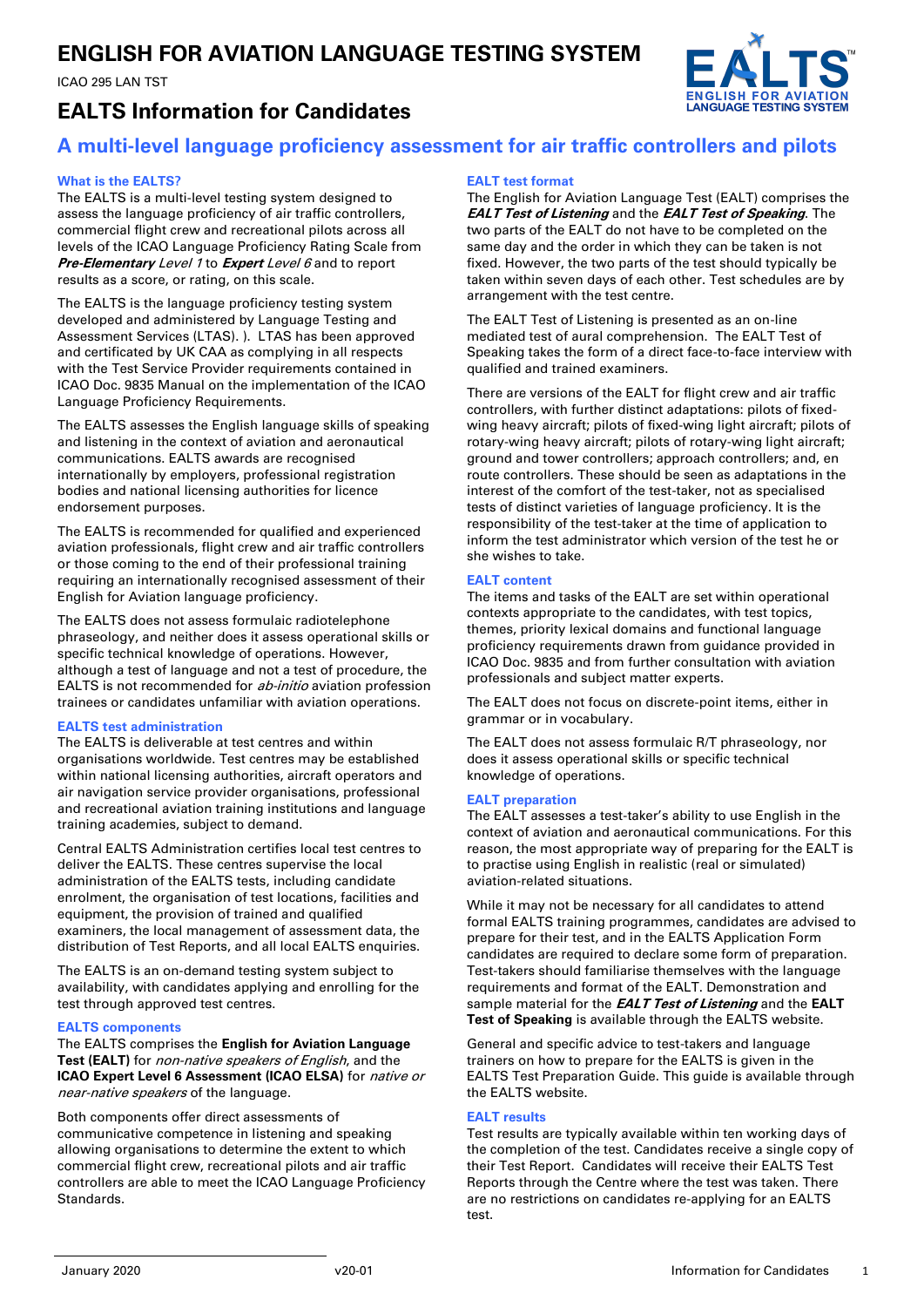# ENGLISH FOR AVIATION LANGUAGE TESTING SYSTEM

ICAO 295 LAN TST

## EALTS Information for Candidates

## A multi-level language proficiency assessment for air traffic controllers and pilots

### What is the EALTS?

The EALTS is a multi-level testing system designed to assess the language proficiency of air traffic controllers, commercial flight crew and recreational pilots across all levels of the ICAO Language Proficiency Rating Scale from ***Pre-Elementary*** *Level 1* to ***Expert*** *Level 6* and to report results as a score, or rating, on this scale.

The EALTS is the language proficiency testing system developed and administered by Language Testing and Assessment Services (LTAS). ). LTAS has been approved and certificated by UK CAA as complying in all respects with the Test Service Provider requirements contained in ICAO Doc. 9835 Manual on the implementation of the ICAO Language Proficiency Requirements.

The EALTS assesses the English language skills of speaking and listening in the context of aviation and aeronautical communications. EALTS awards are recognised internationally by employers, professional registration bodies and national licensing authorities for licence endorsement purposes.

The EALTS is recommended for qualified and experienced aviation professionals, flight crew and air traffic controllers or those coming to the end of their professional training requiring an internationally recognised assessment of their English for Aviation language proficiency.

The EALTS does not assess formulaic radiotelephone phraseology, and neither does it assess operational skills or specific technical knowledge of operations. However, although a test of language and not a test of procedure, the EALTS is not recommended for *ab-initio* aviation profession trainees or candidates unfamiliar with aviation operations.

### EALTS test administration

The EALTS is deliverable at test centres and within organisations worldwide. Test centres may be established within national licensing authorities, aircraft operators and air navigation service provider organisations, professional and recreational aviation training institutions and language training academies, subject to demand.

Central EALTS Administration certifies local test centres to deliver the EALTS. These centres supervise the local administration of the EALTS tests, including candidate enrolment, the organisation of test locations, facilities and equipment, the provision of trained and qualified examiners, the local management of assessment data, the distribution of Test Reports, and all local EALTS enquiries.

The EALTS is an on-demand testing system subject to availability, with candidates applying and enrolling for the test through approved test centres.

### EALTS components

The EALTS comprises the **English for Aviation Language Test (EALT)** for *non-native speakers of English*, and the **ICAO Expert Level 6 Assessment (ICAO ELSA)** for *native or near-native speakers* of the language.

Both components offer direct assessments of communicative competence in listening and speaking allowing organisations to determine the extent to which commercial flight crew, recreational pilots and air traffic controllers are able to meet the ICAO Language Proficiency Standards.

### EALT test format

The English for Aviation Language Test (EALT) comprises the ***EALT Test of Listening*** and the ***EALT Test of Speaking***. The two parts of the EALT do not have to be completed on the same day and the order in which they can be taken is not fixed. However, the two parts of the test should typically be taken within seven days of each other. Test schedules are by arrangement with the test centre.

The EALT Test of Listening is presented as an on-line mediated test of aural comprehension. The EALT Test of Speaking takes the form of a direct face-to-face interview with qualified and trained examiners.

There are versions of the EALT for flight crew and air traffic controllers, with further distinct adaptations: pilots of fixed-wing heavy aircraft; pilots of fixed-wing light aircraft; pilots of rotary-wing heavy aircraft; pilots of rotary-wing light aircraft; ground and tower controllers; approach controllers; and, en route controllers. These should be seen as adaptations in the interest of the comfort of the test-taker, not as specialised tests of distinct varieties of language proficiency. It is the responsibility of the test-taker at the time of application to inform the test administrator which version of the test he or she wishes to take.

### EALT content

The items and tasks of the EALT are set within operational contexts appropriate to the candidates, with test topics, themes, priority lexical domains and functional language proficiency requirements drawn from guidance provided in ICAO Doc. 9835 and from further consultation with aviation professionals and subject matter experts.

The EALT does not focus on discrete-point items, either in grammar or in vocabulary.

The EALT does not assess formulaic R/T phraseology, nor does it assess operational skills or specific technical knowledge of operations.

### EALT preparation

The EALT assesses a test-taker's ability to use English in the context of aviation and aeronautical communications. For this reason, the most appropriate way of preparing for the EALT is to practise using English in realistic (real or simulated) aviation-related situations.

While it may not be necessary for all candidates to attend formal EALTS training programmes, candidates are advised to prepare for their test, and in the EALTS Application Form candidates are required to declare some form of preparation. Test-takers should familiarise themselves with the language requirements and format of the EALT. Demonstration and sample material for the ***EALT Test of Listening*** and the **EALT Test of Speaking** is available through the EALTS website.

General and specific advice to test-takers and language trainers on how to prepare for the EALTS is given in the EALTS Test Preparation Guide. This guide is available through the EALTS website.

### EALT results

Test results are typically available within ten working days of the completion of the test. Candidates receive a single copy of their Test Report. Candidates will receive their EALTS Test Reports through the Centre where the test was taken. There are no restrictions on candidates re-applying for an EALTS test.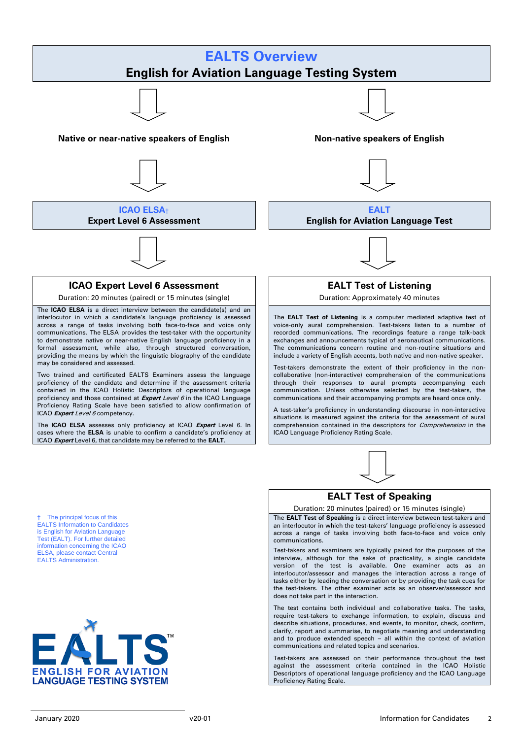# EALTS Overview

## English for Aviation Language Testing System

**Native or near-native speakers of English**

### ICAO ELSA†
**Expert Level 6 Assessment**

### ICAO Expert Level 6 Assessment

Duration: 20 minutes (paired) or 15 minutes (single)

The **ICAO ELSA** is a direct interview between the candidate(s) and an interlocutor in which a candidate's language proficiency is assessed across a range of tasks involving both face-to-face and voice only communications. The ELSA provides the test-taker with the opportunity to demonstrate native or near-native English language proficiency in a formal assessment, while also, through structured conversation, providing the means by which the linguistic biography of the candidate may be considered and assessed.

Two trained and certificated EALTS Examiners assess the language proficiency of the candidate and determine if the assessment criteria contained in the ICAO Holistic Descriptors of operational language proficiency and those contained at ***Expert*** *Level 6* in the ICAO Language Proficiency Rating Scale have been satisfied to allow confirmation of ICAO ***Expert*** *Level 6* competency.

The **ICAO ELSA** assesses only proficiency at ICAO ***Expert*** Level 6. In cases where the **ELSA** is unable to confirm a candidate's proficiency at ICAO ***Expert*** Level 6, that candidate may be referred to the **EALT**.

† The principal focus of this EALTS Information to Candidates is English for Aviation Language Test (EALT). For further detailed information concerning the ICAO ELSA, please contact Central EALTS Administration.

EALTS™ ENGLISH FOR AVIATION LANGUAGE TESTING SYSTEM

**Non-native speakers of English**

### EALT
**English for Aviation Language Test**

### EALT Test of Listening

Duration: Approximately 40 minutes

The **EALT Test of Listening** is a computer mediated adaptive test of voice-only aural comprehension. Test-takers listen to a number of recorded communications. The recordings feature a range talk-back exchanges and announcements typical of aeronautical communications. The communications concern routine and non-routine situations and include a variety of English accents, both native and non-native speaker.

Test-takers demonstrate the extent of their proficiency in the non-collaborative (non-interactive) comprehension of the communications through their responses to aural prompts accompanying each communication. Unless otherwise selected by the test-takers, the communications and their accompanying prompts are heard once only.

A test-taker's proficiency in understanding discourse in non-interactive situations is measured against the criteria for the assessment of aural comprehension contained in the descriptors for *Comprehension* in the ICAO Language Proficiency Rating Scale.

### EALT Test of Speaking

Duration: 20 minutes (paired) or 15 minutes (single)

The **EALT Test of Speaking** is a direct interview between test-takers and an interlocutor in which the test-takers' language proficiency is assessed across a range of tasks involving both face-to-face and voice only communications.

Test-takers and examiners are typically paired for the purposes of the interview, although for the sake of practicality, a single candidate version of the test is available. One examiner acts as an interlocutor/assessor and manages the interaction across a range of tasks either by leading the conversation or by providing the task cues for the test-takers. The other examiner acts as an observer/assessor and does not take part in the interaction.

The test contains both individual and collaborative tasks. The tasks, require test-takers to exchange information, to explain, discuss and describe situations, procedures, and events, to monitor, check, confirm, clarify, report and summarise, to negotiate meaning and understanding and to produce extended speech – all within the context of aviation communications and related topics and scenarios.

Test-takers are assessed on their performance throughout the test against the assessment criteria contained in the ICAO Holistic Descriptors of operational language proficiency and the ICAO Language Proficiency Rating Scale.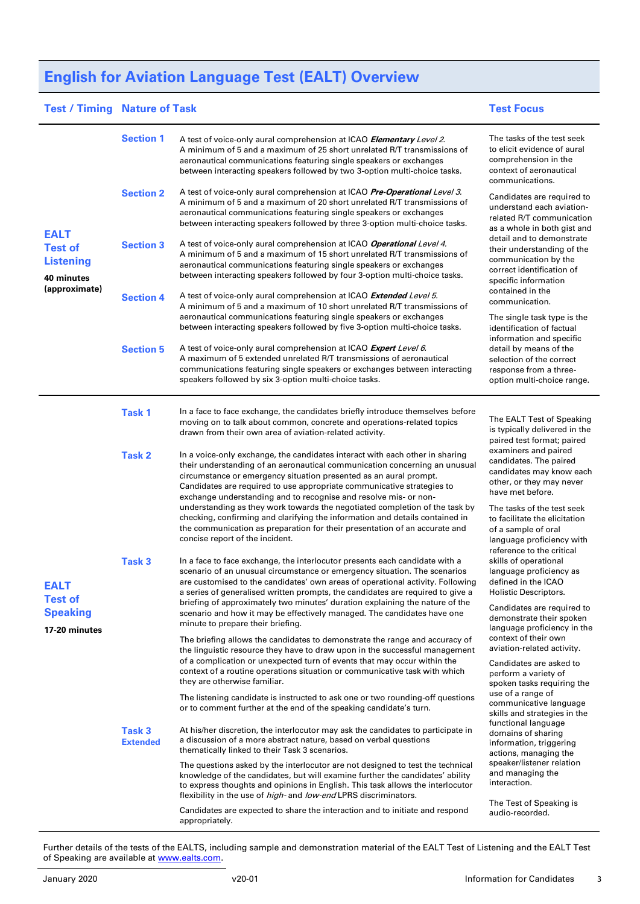# English for Aviation Language Test (EALT) Overview

| Test / Timing | Nature of Task | | Test Focus |
|---|---|---|---|
| **EALT Test of Listening**<br>**40 minutes (approximate)** | **Section 1** | A test of voice-only aural comprehension at ICAO ***Elementary*** *Level 2*. A minimum of 5 and a maximum of 25 short unrelated R/T transmissions of aeronautical communications featuring single speakers or exchanges between interacting speakers followed by two 3-option multi-choice tasks. | The tasks of the test seek to elicit evidence of aural comprehension in the context of aeronautical communications.<br><br>Candidates are required to understand each aviation-related R/T communication as a whole in both gist and detail and to demonstrate their understanding of the communication by the correct identification of specific information contained in the communication.<br><br>The single task type is the identification of factual information and specific detail by means of the selection of the correct response from a three-option multi-choice range. |
| | **Section 2** | A test of voice-only aural comprehension at ICAO ***Pre-Operational*** *Level 3*. A minimum of 5 and a maximum of 20 short unrelated R/T transmissions of aeronautical communications featuring single speakers or exchanges between interacting speakers followed by three 3-option multi-choice tasks. | |
| | **Section 3** | A test of voice-only aural comprehension at ICAO ***Operational*** *Level 4*. A minimum of 5 and a maximum of 15 short unrelated R/T transmissions of aeronautical communications featuring single speakers or exchanges between interacting speakers followed by four 3-option multi-choice tasks. | |
| | **Section 4** | A test of voice-only aural comprehension at ICAO ***Extended*** *Level 5*. A minimum of 5 and a maximum of 10 short unrelated R/T transmissions of aeronautical communications featuring single speakers or exchanges between interacting speakers followed by five 3-option multi-choice tasks. | |
| | **Section 5** | A test of voice-only aural comprehension at ICAO ***Expert*** *Level 6*. A maximum of 5 extended unrelated R/T transmissions of aeronautical communications featuring single speakers or exchanges between interacting speakers followed by six 3-option multi-choice tasks. | |
| **EALT Test of Speaking**<br>**17-20 minutes** | **Task 1** | In a face to face exchange, the candidates briefly introduce themselves before moving on to talk about common, concrete and operations-related topics drawn from their own area of aviation-related activity. | The EALT Test of Speaking is typically delivered in the paired test format; paired examiners and paired candidates. The paired candidates may know each other, or they may never have met before.<br><br>The tasks of the test seek to facilitate the elicitation of a sample of oral language proficiency with reference to the critical skills of operational language proficiency as defined in the ICAO Holistic Descriptors.<br><br>Candidates are required to demonstrate their spoken language proficiency in the context of their own aviation-related activity.<br><br>Candidates are asked to perform a variety of spoken tasks requiring the use of a range of communicative language skills and strategies in the functional language domains of sharing information, triggering actions, managing the speaker/listener relation and managing the interaction.<br><br>The Test of Speaking is audio-recorded. |
| | **Task 2** | In a voice-only exchange, the candidates interact with each other in sharing their understanding of an aeronautical communication concerning an unusual circumstance or emergency situation presented as an aural prompt. Candidates are required to use appropriate communicative strategies to exchange understanding and to recognise and resolve mis- or non-understanding as they work towards the negotiated completion of the task by checking, confirming and clarifying the information and details contained in the communication as preparation for their presentation of an accurate and concise report of the incident. | |
| | **Task 3** | In a face to face exchange, the interlocutor presents each candidate with a scenario of an unusual circumstance or emergency situation. The scenarios are customised to the candidates' own areas of operational activity. Following a series of generalised written prompts, the candidates are required to give a briefing of approximately two minutes' duration explaining the nature of the scenario and how it may be effectively managed. The candidates have one minute to prepare their briefing.<br><br>The briefing allows the candidates to demonstrate the range and accuracy of the linguistic resource they have to draw upon in the successful management of a complication or unexpected turn of events that may occur within the context of a routine operations situation or communicative task with which they are otherwise familiar.<br><br>The listening candidate is instructed to ask one or two rounding-off questions or to comment further at the end of the speaking candidate's turn. | |
| | **Task 3 Extended** | At his/her discretion, the interlocutor may ask the candidates to participate in a discussion of a more abstract nature, based on verbal questions thematically linked to their Task 3 scenarios.<br><br>The questions asked by the interlocutor are not designed to test the technical knowledge of the candidates, but will examine further the candidates' ability to express thoughts and opinions in English. This task allows the interlocutor flexibility in the use of *high*- and *low-end* LPRS discriminators.<br><br>Candidates are expected to share the interaction and to initiate and respond appropriately. | |

Further details of the tests of the EALTS, including sample and demonstration material of the EALT Test of Listening and the EALT Test of Speaking are available at [www.ealts.com](www.ealts.com).

January 2020 v20-01 Information for Candidates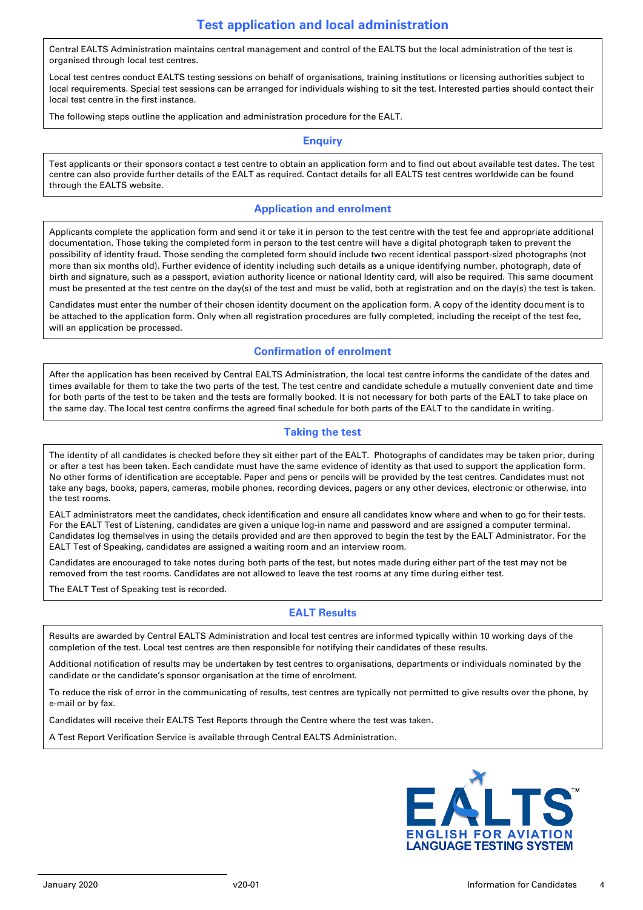# Test application and local administration

Central EALTS Administration maintains central management and control of the EALTS but the local administration of the test is organised through local test centres.

Local test centres conduct EALTS testing sessions on behalf of organisations, training institutions or licensing authorities subject to local requirements. Special test sessions can be arranged for individuals wishing to sit the test. Interested parties should contact their local test centre in the first instance.

The following steps outline the application and administration procedure for the EALT.

## Enquiry

Test applicants or their sponsors contact a test centre to obtain an application form and to find out about available test dates. The test centre can also provide further details of the EALT as required. Contact details for all EALTS test centres worldwide can be found through the EALTS website.

## Application and enrolment

Applicants complete the application form and send it or take it in person to the test centre with the test fee and appropriate additional documentation. Those taking the completed form in person to the test centre will have a digital photograph taken to prevent the possibility of identity fraud. Those sending the completed form should include two recent identical passport-sized photographs (not more than six months old). Further evidence of identity including such details as a unique identifying number, photograph, date of birth and signature, such as a passport, aviation authority licence or national Identity card, will also be required. This same document must be presented at the test centre on the day(s) of the test and must be valid, both at registration and on the day(s) the test is taken.

Candidates must enter the number of their chosen identity document on the application form. A copy of the identity document is to be attached to the application form. Only when all registration procedures are fully completed, including the receipt of the test fee, will an application be processed.

## Confirmation of enrolment

After the application has been received by Central EALTS Administration, the local test centre informs the candidate of the dates and times available for them to take the two parts of the test. The test centre and candidate schedule a mutually convenient date and time for both parts of the test to be taken and the tests are formally booked. It is not necessary for both parts of the EALT to take place on the same day. The local test centre confirms the agreed final schedule for both parts of the EALT to the candidate in writing.

## Taking the test

The identity of all candidates is checked before they sit either part of the EALT. Photographs of candidates may be taken prior, during or after a test has been taken. Each candidate must have the same evidence of identity as that used to support the application form. No other forms of identification are acceptable. Paper and pens or pencils will be provided by the test centres. Candidates must not take any bags, books, papers, cameras, mobile phones, recording devices, pagers or any other devices, electronic or otherwise, into the test rooms.

EALT administrators meet the candidates, check identification and ensure all candidates know where and when to go for their tests. For the EALT Test of Listening, candidates are given a unique log-in name and password and are assigned a computer terminal. Candidates log themselves in using the details provided and are then approved to begin the test by the EALT Administrator. For the EALT Test of Speaking, candidates are assigned a waiting room and an interview room.

Candidates are encouraged to take notes during both parts of the test, but notes made during either part of the test may not be removed from the test rooms. Candidates are not allowed to leave the test rooms at any time during either test.

The EALT Test of Speaking test is recorded.

## EALT Results

Results are awarded by Central EALTS Administration and local test centres are informed typically within 10 working days of the completion of the test. Local test centres are then responsible for notifying their candidates of these results.

Additional notification of results may be undertaken by test centres to organisations, departments or individuals nominated by the candidate or the candidate's sponsor organisation at the time of enrolment.

To reduce the risk of error in the communicating of results, test centres are typically not permitted to give results over the phone, by e-mail or by fax.

Candidates will receive their EALTS Test Reports through the Centre where the test was taken.

A Test Report Verification Service is available through Central EALTS Administration.

EALTS™
ENGLISH FOR AVIATION
LANGUAGE TESTING SYSTEM